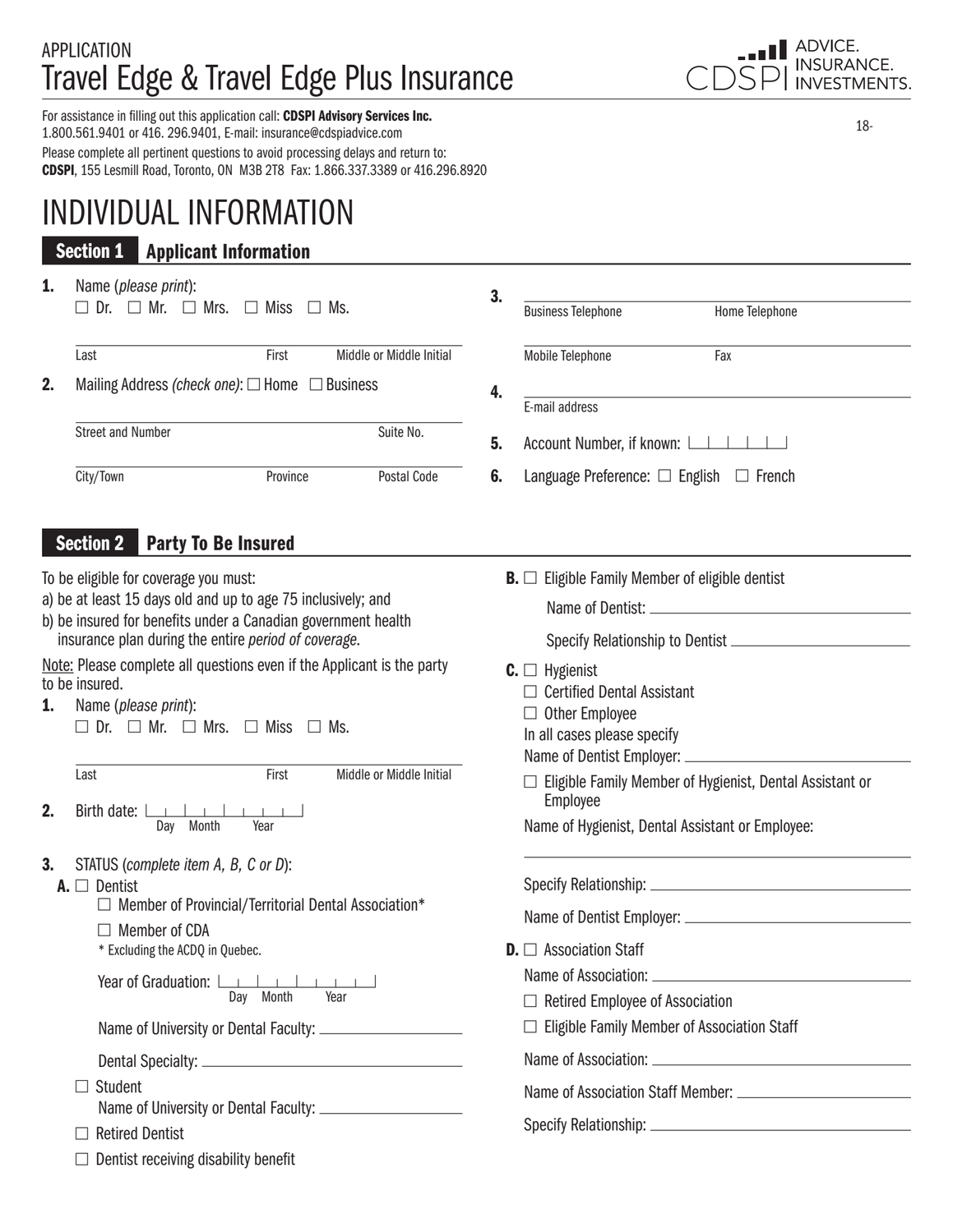APPLICATION

# Travel Edge & Travel Edge Plus Insurance

CDSPI ADVICE. INSURANCE. INVESTMENTS.

For assistance in filling out this application call: **CDSPI Advisory Services Inc.**
1.800.561.9401 or 416. 296.9401, E-mail: insurance@cdspiadvice.com
Please complete all pertinent questions to avoid processing delays and return to:
**CDSPI**, 155 Lesmill Road, Toronto, ON M3B 2T8 Fax: 1.866.337.3389 or 416.296.8920

18-

# INDIVIDUAL INFORMATION

## Section 1 Applicant Information

**1.** Name (*please print*):
☐ Dr. ☐ Mr. ☐ Mrs. ☐ Miss ☐ Ms.

Last ____ First ____ Middle or Middle Initial ____

**2.** Mailing Address *(check one)*: ☐ Home ☐ Business

Street and Number ____ Suite No. ____

City/Town ____ Province ____ Postal Code ____

**3.** Business Telephone ____ Home Telephone ____

Mobile Telephone ____ Fax ____

**4.** E-mail address ____

**5.** Account Number, if known: ☐☐☐☐☐

**6.** Language Preference: ☐ English ☐ French

## Section 2 Party To Be Insured

To be eligible for coverage you must:
a) be at least 15 days old and up to age 75 inclusively; and
b) be insured for benefits under a Canadian government health insurance plan during the entire *period of coverage*.

Note: Please complete all questions even if the Applicant is the party to be insured.

**1.** Name (*please print*):
☐ Dr. ☐ Mr. ☐ Mrs. ☐ Miss ☐ Ms.

Last ____ First ____ Middle or Middle Initial ____

**2.** Birth date: Day ____ Month ____ Year ____

**3.** STATUS (*complete item A, B, C or D*):

**A.** ☐ Dentist
- ☐ Member of Provincial/Territorial Dental Association*
- ☐ Member of CDA

\* Excluding the ACDQ in Quebec.

Year of Graduation: Day ____ Month ____ Year ____

Name of University or Dental Faculty: ____

Dental Specialty: ____

☐ Student
Name of University or Dental Faculty: ____

☐ Retired Dentist

☐ Dentist receiving disability benefit

**B.** ☐ Eligible Family Member of eligible dentist

Name of Dentist: ____

Specify Relationship to Dentist ____

**C.** ☐ Hygienist
☐ Certified Dental Assistant
☐ Other Employee
In all cases please specify
Name of Dentist Employer: ____

☐ Eligible Family Member of Hygienist, Dental Assistant or Employee

Name of Hygienist, Dental Assistant or Employee: ____

Specify Relationship: ____

Name of Dentist Employer: ____

**D.** ☐ Association Staff
Name of Association: ____

☐ Retired Employee of Association

☐ Eligible Family Member of Association Staff

Name of Association: ____

Name of Association Staff Member: ____

Specify Relationship: ____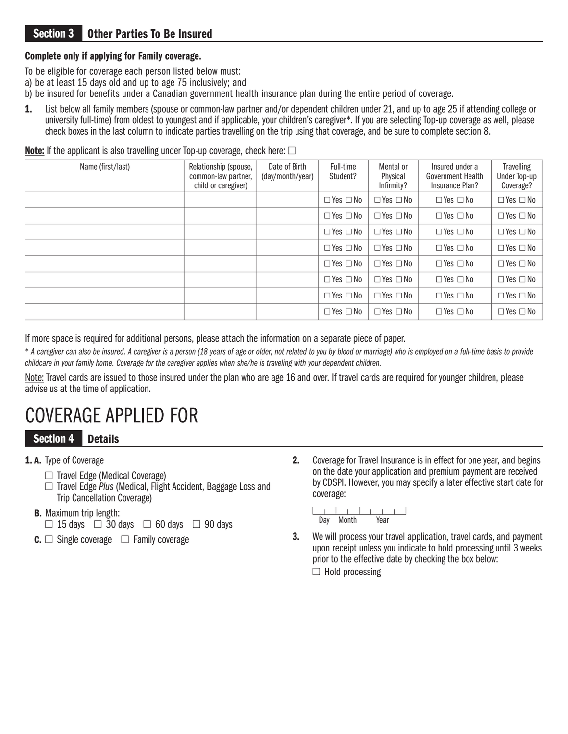## Section 3 Other Parties To Be Insured

**Complete only if applying for Family coverage.**

To be eligible for coverage each person listed below must:
a) be at least 15 days old and up to age 75 inclusively; and
b) be insured for benefits under a Canadian government health insurance plan during the entire period of coverage.

**1.** List below all family members (spouse or common-law partner and/or dependent children under 21, and up to age 25 if attending college or university full-time) from oldest to youngest and if applicable, your children's caregiver*. If you are selecting Top-up coverage as well, please check boxes in the last column to indicate parties travelling on the trip using that coverage, and be sure to complete section 8.

**Note:** If the applicant is also travelling under Top-up coverage, check here: ☐

| Name (first/last) | Relationship (spouse, common-law partner, child or caregiver) | Date of Birth (day/month/year) | Full-time Student? | Mental or Physical Infirmity? | Insured under a Government Health Insurance Plan? | Travelling Under Top-up Coverage? |
|---|---|---|---|---|---|---|
| | | | ☐ Yes ☐ No | ☐ Yes ☐ No | ☐ Yes ☐ No | ☐ Yes ☐ No |
| | | | ☐ Yes ☐ No | ☐ Yes ☐ No | ☐ Yes ☐ No | ☐ Yes ☐ No |
| | | | ☐ Yes ☐ No | ☐ Yes ☐ No | ☐ Yes ☐ No | ☐ Yes ☐ No |
| | | | ☐ Yes ☐ No | ☐ Yes ☐ No | ☐ Yes ☐ No | ☐ Yes ☐ No |
| | | | ☐ Yes ☐ No | ☐ Yes ☐ No | ☐ Yes ☐ No | ☐ Yes ☐ No |
| | | | ☐ Yes ☐ No | ☐ Yes ☐ No | ☐ Yes ☐ No | ☐ Yes ☐ No |
| | | | ☐ Yes ☐ No | ☐ Yes ☐ No | ☐ Yes ☐ No | ☐ Yes ☐ No |
| | | | ☐ Yes ☐ No | ☐ Yes ☐ No | ☐ Yes ☐ No | ☐ Yes ☐ No |

If more space is required for additional persons, please attach the information on a separate piece of paper.

*\* A caregiver can also be insured. A caregiver is a person (18 years of age or older, not related to you by blood or marriage) who is employed on a full-time basis to provide childcare in your family home. Coverage for the caregiver applies when she/he is traveling with your dependent children.*

Note: Travel cards are issued to those insured under the plan who are age 16 and over. If travel cards are required for younger children, please advise us at the time of application.

# COVERAGE APPLIED FOR

## Section 4 Details

**1. A.** Type of Coverage

☐ Travel Edge (Medical Coverage)
☐ Travel Edge *Plus* (Medical, Flight Accident, Baggage Loss and Trip Cancellation Coverage)

**B.** Maximum trip length:
☐ 15 days ☐ 30 days ☐ 60 days ☐ 90 days

**C.** ☐ Single coverage ☐ Family coverage

**2.** Coverage for Travel Insurance is in effect for one year, and begins on the date your application and premium payment are received by CDSPI. However, you may specify a later effective start date for coverage:

Day | Month | Year

**3.** We will process your travel application, travel cards, and payment upon receipt unless you indicate to hold processing until 3 weeks prior to the effective date by checking the box below:

☐ Hold processing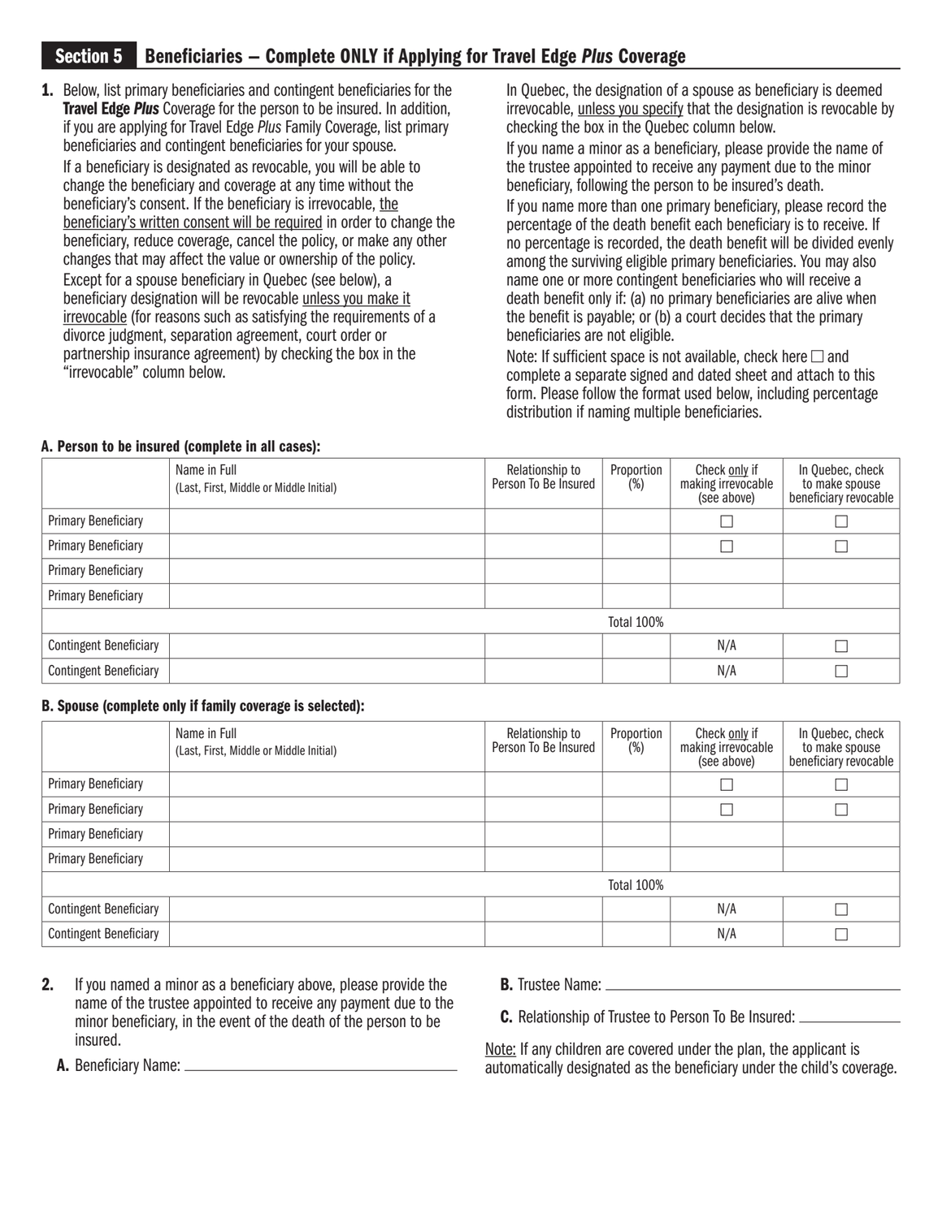## Section 5 Beneficiaries – Complete ONLY if Applying for Travel Edge *Plus* Coverage

1. Below, list primary beneficiaries and contingent beneficiaries for the **Travel Edge *Plus*** Coverage for the person to be insured. In addition, if you are applying for Travel Edge *Plus* Family Coverage, list primary beneficiaries and contingent beneficiaries for your spouse.

   If a beneficiary is designated as revocable, you will be able to change the beneficiary and coverage at any time without the beneficiary's consent. If the beneficiary is irrevocable, <u>the beneficiary's written consent will be required</u> in order to change the beneficiary, reduce coverage, cancel the policy, or make any other changes that may affect the value or ownership of the policy.

   Except for a spouse beneficiary in Quebec (see below), a beneficiary designation will be revocable <u>unless you make it irrevocable</u> (for reasons such as satisfying the requirements of a divorce judgment, separation agreement, court order or partnership insurance agreement) by checking the box in the "irrevocable" column below.

   In Quebec, the designation of a spouse as beneficiary is deemed irrevocable, <u>unless you specify</u> that the designation is revocable by checking the box in the Quebec column below.

   If you name a minor as a beneficiary, please provide the name of the trustee appointed to receive any payment due to the minor beneficiary, following the person to be insured's death.

   If you name more than one primary beneficiary, please record the percentage of the death benefit each beneficiary is to receive. If no percentage is recorded, the death benefit will be divided evenly among the surviving eligible primary beneficiaries. You may also name one or more contingent beneficiaries who will receive a death benefit only if: (a) no primary beneficiaries are alive when the benefit is payable; or (b) a court decides that the primary beneficiaries are not eligible.

   Note: If sufficient space is not available, check here ☐ and complete a separate signed and dated sheet and attach to this form. Please follow the format used below, including percentage distribution if naming multiple beneficiaries.

**A. Person to be insured (complete in all cases):**

| | Name in Full (Last, First, Middle or Middle Initial) | Relationship to Person To Be Insured | Proportion (%) | Check <u>only</u> if making irrevocable (see above) | In Quebec, check to make spouse beneficiary revocable |
|---|---|---|---|---|---|
| Primary Beneficiary | | | | ☐ | ☐ |
| Primary Beneficiary | | | | ☐ | ☐ |
| Primary Beneficiary | | | | | |
| Primary Beneficiary | | | | | |
| | | | Total 100% | | |
| Contingent Beneficiary | | | | N/A | ☐ |
| Contingent Beneficiary | | | | N/A | ☐ |

**B. Spouse (complete only if family coverage is selected):**

| | Name in Full (Last, First, Middle or Middle Initial) | Relationship to Person To Be Insured | Proportion (%) | Check <u>only</u> if making irrevocable (see above) | In Quebec, check to make spouse beneficiary revocable |
|---|---|---|---|---|---|
| Primary Beneficiary | | | | ☐ | ☐ |
| Primary Beneficiary | | | | ☐ | ☐ |
| Primary Beneficiary | | | | | |
| Primary Beneficiary | | | | | |
| | | | Total 100% | | |
| Contingent Beneficiary | | | | N/A | ☐ |
| Contingent Beneficiary | | | | N/A | ☐ |

2. If you named a minor as a beneficiary above, please provide the name of the trustee appointed to receive any payment due to the minor beneficiary, in the event of the death of the person to be insured.

   **A.** Beneficiary Name: ______________________

   **B.** Trustee Name: ______________________

   **C.** Relationship of Trustee to Person To Be Insured: ______________________

<u>Note:</u> If any children are covered under the plan, the applicant is automatically designated as the beneficiary under the child's coverage.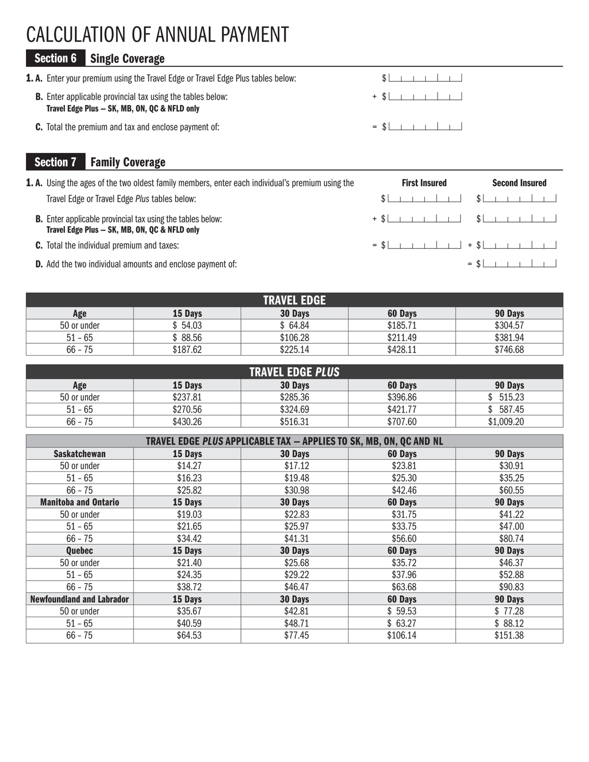# CALCULATION OF ANNUAL PAYMENT

## Section 6 Single Coverage

**1. A.** Enter your premium using the Travel Edge or Travel Edge Plus tables below: $

**B.** Enter applicable provincial tax using the tables below: + $
**Travel Edge Plus – SK, MB, ON, QC & NFLD only**

**C.** Total the premium and tax and enclose payment of: = $

## Section 7 Family Coverage

**1. A.** Using the ages of the two oldest family members, enter each individual's premium using the Travel Edge or Travel Edge *Plus* tables below:

| | First Insured | Second Insured |
|---|---|---|
| **A.** | $ | $ |
| **B.** Enter applicable provincial tax using the tables below: **Travel Edge Plus – SK, MB, ON, QC & NFLD only** | + $ | $ |
| **C.** Total the individual premium and taxes: | = $ | + $ |
| **D.** Add the two individual amounts and enclose payment of: | | = $ |

| TRAVEL EDGE | | | | |
|---|---|---|---|---|
| **Age** | **15 Days** | **30 Days** | **60 Days** | **90 Days** |
| 50 or under | $ 54.03 | $ 64.84 | $185.71 | $304.57 |
| 51 – 65 | $ 88.56 | $106.28 | $211.49 | $381.94 |
| 66 – 75 | $187.62 | $225.14 | $428.11 | $746.68 |

| TRAVEL EDGE *PLUS* | | | | |
|---|---|---|---|---|
| **Age** | **15 Days** | **30 Days** | **60 Days** | **90 Days** |
| 50 or under | $237.81 | $285.36 | $396.86 | $ 515.23 |
| 51 – 65 | $270.56 | $324.69 | $421.77 | $ 587.45 |
| 66 – 75 | $430.26 | $516.31 | $707.60 | $1,009.20 |

| TRAVEL EDGE *PLUS* APPLICABLE TAX – APPLIES TO SK, MB, ON, QC AND NL | | | | |
|---|---|---|---|---|
| **Saskatchewan** | **15 Days** | **30 Days** | **60 Days** | **90 Days** |
| 50 or under | $14.27 | $17.12 | $23.81 | $30.91 |
| 51 – 65 | $16.23 | $19.48 | $25.30 | $35.25 |
| 66 – 75 | $25.82 | $30.98 | $42.46 | $60.55 |
| **Manitoba and Ontario** | **15 Days** | **30 Days** | **60 Days** | **90 Days** |
| 50 or under | $19.03 | $22.83 | $31.75 | $41.22 |
| 51 – 65 | $21.65 | $25.97 | $33.75 | $47.00 |
| 66 – 75 | $34.42 | $41.31 | $56.60 | $80.74 |
| **Quebec** | **15 Days** | **30 Days** | **60 Days** | **90 Days** |
| 50 or under | $21.40 | $25.68 | $35.72 | $46.37 |
| 51 – 65 | $24.35 | $29.22 | $37.96 | $52.88 |
| 66 – 75 | $38.72 | $46.47 | $63.68 | $90.83 |
| **Newfoundland and Labrador** | **15 Days** | **30 Days** | **60 Days** | **90 Days** |
| 50 or under | $35.67 | $42.81 | $ 59.53 | $ 77.28 |
| 51 – 65 | $40.59 | $48.71 | $ 63.27 | $ 88.12 |
| 66 – 75 | $64.53 | $77.45 | $106.14 | $151.38 |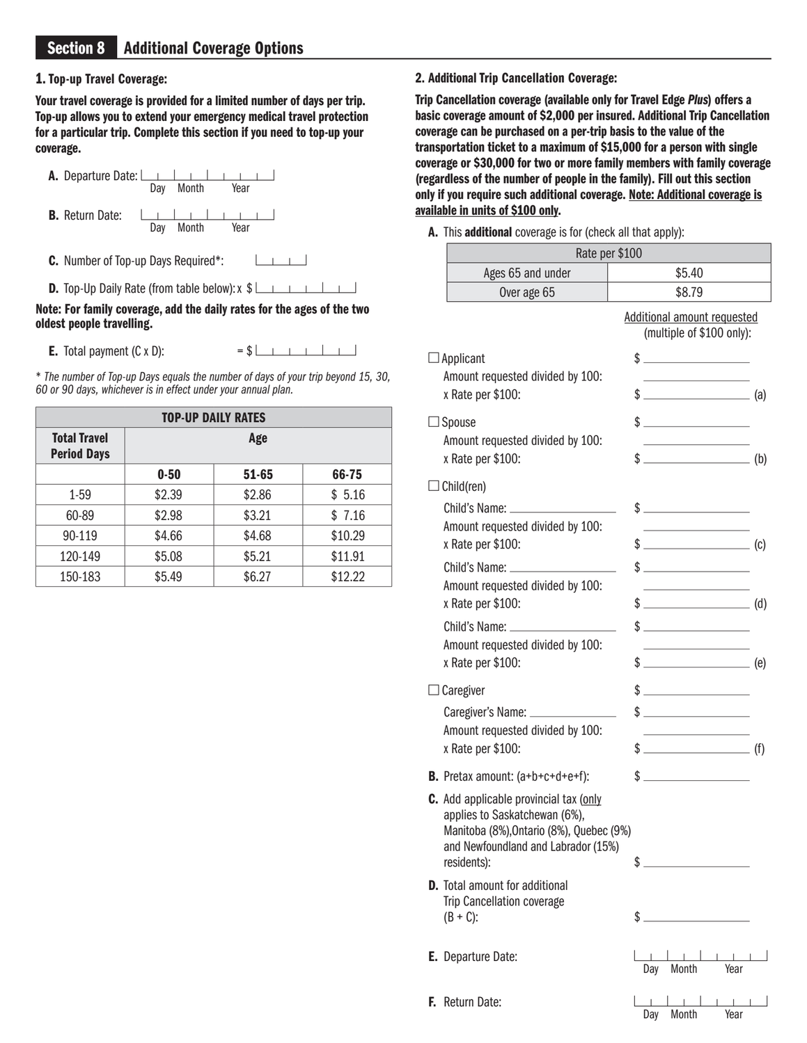## Section 8 Additional Coverage Options

### 1. Top-up Travel Coverage:

**Your travel coverage is provided for a limited number of days per trip. Top-up allows you to extend your emergency medical travel protection for a particular trip. Complete this section if you need to top-up your coverage.**

**A.** Departure Date: ___ ___ / ___ ___ / ___ ___ ___ ___ (Day Month Year)

**B.** Return Date: ___ ___ / ___ ___ / ___ ___ ___ ___ (Day Month Year)

**C.** Number of Top-up Days Required*: ___ ___ ___

**D.** Top-Up Daily Rate (from table below): x $ ___________

**Note: For family coverage, add the daily rates for the ages of the two oldest people travelling.**

**E.** Total payment (C x D): = $ ___________

*\* The number of Top-up Days equals the number of days of your trip beyond 15, 30, 60 or 90 days, whichever is in effect under your annual plan.*

| TOP-UP DAILY RATES | | | |
|---|---|---|---|
| **Total Travel Period Days** | **Age** | | |
| | **0-50** | **51-65** | **66-75** |
| 1-59 | $2.39 | $2.86 | $ 5.16 |
| 60-89 | $2.98 | $3.21 | $ 7.16 |
| 90-119 | $4.66 | $4.68 | $10.29 |
| 120-149 | $5.08 | $5.21 | $11.91 |
| 150-183 | $5.49 | $6.27 | $12.22 |

### 2. Additional Trip Cancellation Coverage:

**Trip Cancellation coverage (available only for Travel Edge *Plus*) offers a basic coverage amount of $2,000 per insured. Additional Trip Cancellation coverage can be purchased on a per-trip basis to the value of the transportation ticket to a maximum of $15,000 for a person with single coverage or $30,000 for two or more family members with family coverage (regardless of the number of people in the family). Fill out this section only if you require such additional coverage. Note: Additional coverage is available in units of $100 only.**

**A.** This **additional** coverage is for (check all that apply):

| Rate per $100 | |
|---|---|
| Ages 65 and under | $5.40 |
| Over age 65 | $8.79 |

Additional amount requested (multiple of $100 only):

☐ Applicant — $ ___________
Amount requested divided by 100: ___________
x Rate per $100: $ ___________ (a)

☐ Spouse — $ ___________
Amount requested divided by 100: ___________
x Rate per $100: $ ___________ (b)

☐ Child(ren)

Child's Name: ___________ $ ___________
Amount requested divided by 100: ___________
x Rate per $100: $ ___________ (c)

Child's Name: ___________ $ ___________
Amount requested divided by 100: ___________
x Rate per $100: $ ___________ (d)

Child's Name: ___________ $ ___________
Amount requested divided by 100: ___________
x Rate per $100: $ ___________ (e)

☐ Caregiver — $ ___________
Caregiver's Name: ___________ $ ___________
Amount requested divided by 100: ___________
x Rate per $100: $ ___________ (f)

**B.** Pretax amount: (a+b+c+d+e+f): $ ___________

**C.** Add applicable provincial tax (only applies to Saskatchewan (6%), Manitoba (8%),Ontario (8%), Quebec (9%) and Newfoundland and Labrador (15%) residents): $ ___________

**D.** Total amount for additional Trip Cancellation coverage (B + C): $ ___________

**E.** Departure Date: ___ ___ / ___ ___ / ___ ___ ___ ___ (Day Month Year)

**F.** Return Date: ___ ___ / ___ ___ / ___ ___ ___ ___ (Day Month Year)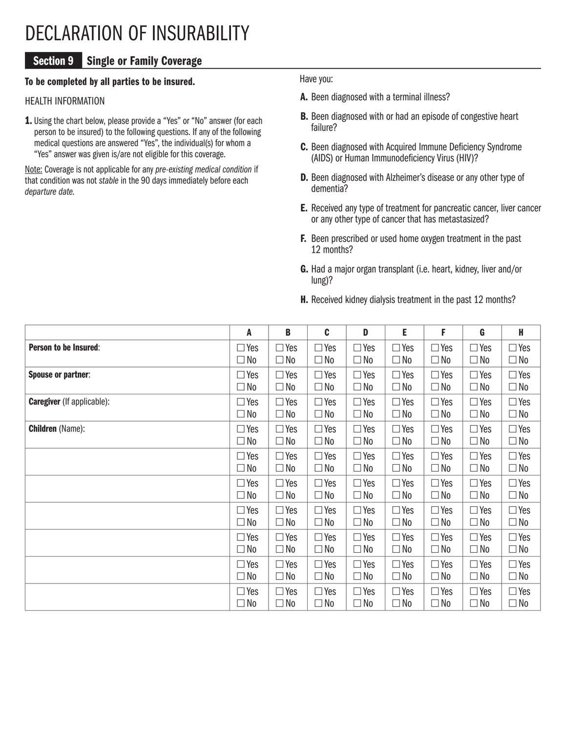# DECLARATION OF INSURABILITY

## Section 9 Single or Family Coverage

**To be completed by all parties to be insured.**

HEALTH INFORMATION

**1.** Using the chart below, please provide a "Yes" or "No" answer (for each person to be insured) to the following questions. If any of the following medical questions are answered "Yes", the individual(s) for whom a "Yes" answer was given is/are not eligible for this coverage.

Note: Coverage is not applicable for any *pre-existing medical condition* if that condition was not *stable* in the 90 days immediately before each *departure date.*

Have you:

**A.** Been diagnosed with a terminal illness?

**B.** Been diagnosed with or had an episode of congestive heart failure?

**C.** Been diagnosed with Acquired Immune Deficiency Syndrome (AIDS) or Human Immunodeficiency Virus (HIV)?

**D.** Been diagnosed with Alzheimer's disease or any other type of dementia?

**E.** Received any type of treatment for pancreatic cancer, liver cancer or any other type of cancer that has metastasized?

**F.** Been prescribed or used home oxygen treatment in the past 12 months?

**G.** Had a major organ transplant (i.e. heart, kidney, liver and/or lung)?

**H.** Received kidney dialysis treatment in the past 12 months?

| | A | B | C | D | E | F | G | H |
|---|---|---|---|---|---|---|---|---|
| **Person to be Insured**: | ☐ Yes ☐ No | ☐ Yes ☐ No | ☐ Yes ☐ No | ☐ Yes ☐ No | ☐ Yes ☐ No | ☐ Yes ☐ No | ☐ Yes ☐ No | ☐ Yes ☐ No |
| **Spouse or partner**: | ☐ Yes ☐ No | ☐ Yes ☐ No | ☐ Yes ☐ No | ☐ Yes ☐ No | ☐ Yes ☐ No | ☐ Yes ☐ No | ☐ Yes ☐ No | ☐ Yes ☐ No |
| **Caregiver** (If applicable): | ☐ Yes ☐ No | ☐ Yes ☐ No | ☐ Yes ☐ No | ☐ Yes ☐ No | ☐ Yes ☐ No | ☐ Yes ☐ No | ☐ Yes ☐ No | ☐ Yes ☐ No |
| **Children** (Name): | ☐ Yes ☐ No | ☐ Yes ☐ No | ☐ Yes ☐ No | ☐ Yes ☐ No | ☐ Yes ☐ No | ☐ Yes ☐ No | ☐ Yes ☐ No | ☐ Yes ☐ No |
| | ☐ Yes ☐ No | ☐ Yes ☐ No | ☐ Yes ☐ No | ☐ Yes ☐ No | ☐ Yes ☐ No | ☐ Yes ☐ No | ☐ Yes ☐ No | ☐ Yes ☐ No |
| | ☐ Yes ☐ No | ☐ Yes ☐ No | ☐ Yes ☐ No | ☐ Yes ☐ No | ☐ Yes ☐ No | ☐ Yes ☐ No | ☐ Yes ☐ No | ☐ Yes ☐ No |
| | ☐ Yes ☐ No | ☐ Yes ☐ No | ☐ Yes ☐ No | ☐ Yes ☐ No | ☐ Yes ☐ No | ☐ Yes ☐ No | ☐ Yes ☐ No | ☐ Yes ☐ No |
| | ☐ Yes ☐ No | ☐ Yes ☐ No | ☐ Yes ☐ No | ☐ Yes ☐ No | ☐ Yes ☐ No | ☐ Yes ☐ No | ☐ Yes ☐ No | ☐ Yes ☐ No |
| | ☐ Yes ☐ No | ☐ Yes ☐ No | ☐ Yes ☐ No | ☐ Yes ☐ No | ☐ Yes ☐ No | ☐ Yes ☐ No | ☐ Yes ☐ No | ☐ Yes ☐ No |
| | ☐ Yes ☐ No | ☐ Yes ☐ No | ☐ Yes ☐ No | ☐ Yes ☐ No | ☐ Yes ☐ No | ☐ Yes ☐ No | ☐ Yes ☐ No | ☐ Yes ☐ No |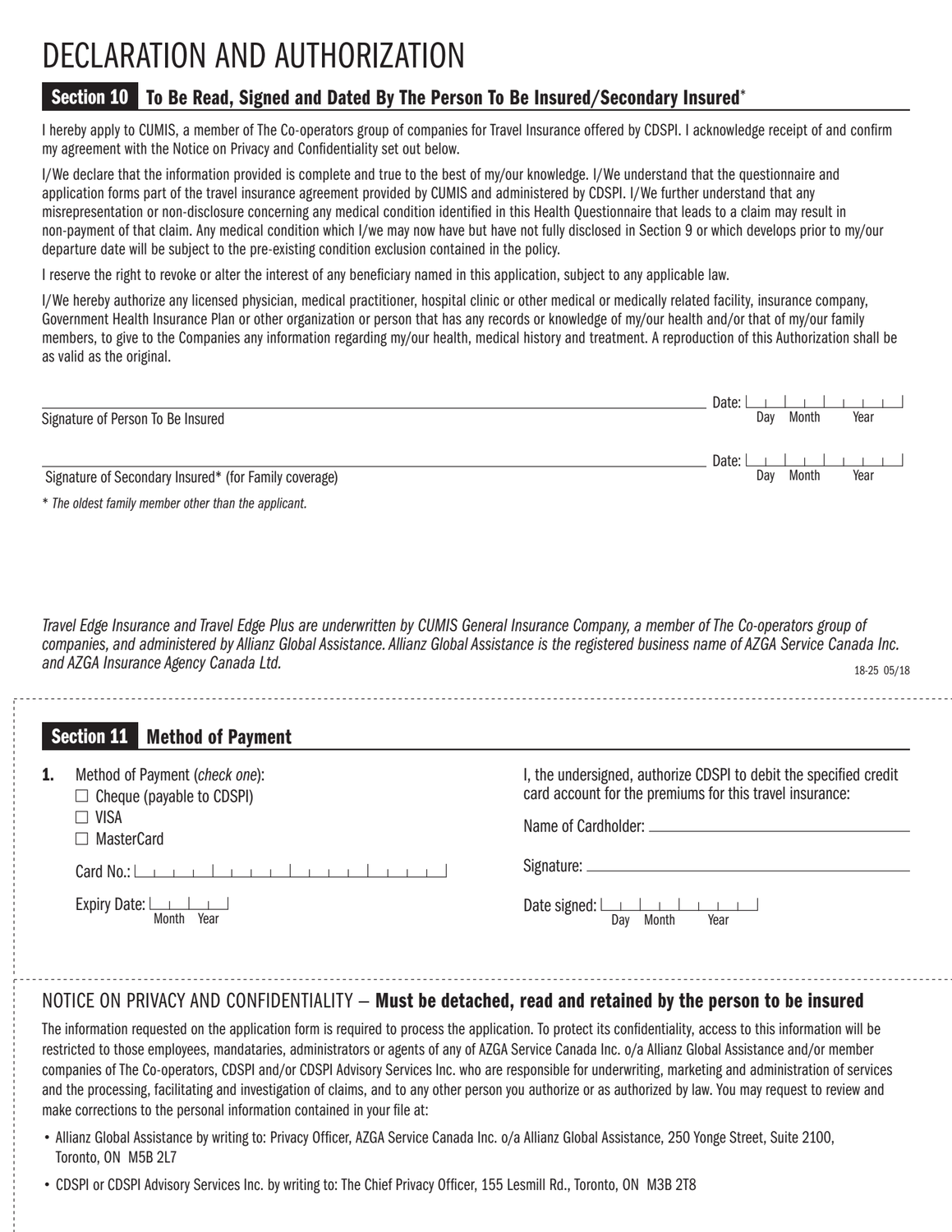# DECLARATION AND AUTHORIZATION

## Section 10 To Be Read, Signed and Dated By The Person To Be Insured/Secondary Insured*

I hereby apply to CUMIS, a member of The Co-operators group of companies for Travel Insurance offered by CDSPI. I acknowledge receipt of and confirm my agreement with the Notice on Privacy and Confidentiality set out below.

I/We declare that the information provided is complete and true to the best of my/our knowledge. I/We understand that the questionnaire and application forms part of the travel insurance agreement provided by CUMIS and administered by CDSPI. I/We further understand that any misrepresentation or non-disclosure concerning any medical condition identified in this Health Questionnaire that leads to a claim may result in non-payment of that claim. Any medical condition which I/we may now have but have not fully disclosed in Section 9 or which develops prior to my/our departure date will be subject to the pre-existing condition exclusion contained in the policy.

I reserve the right to revoke or alter the interest of any beneficiary named in this application, subject to any applicable law.

I/We hereby authorize any licensed physician, medical practitioner, hospital clinic or other medical or medically related facility, insurance company, Government Health Insurance Plan or other organization or person that has any records or knowledge of my/our health and/or that of my/our family members, to give to the Companies any information regarding my/our health, medical history and treatment. A reproduction of this Authorization shall be as valid as the original.

______________________________ Date: Day | Month | Year

Signature of Person To Be Insured

______________________________ Date: Day | Month | Year

Signature of Secondary Insured* (for Family coverage)

*\* The oldest family member other than the applicant.*

*Travel Edge Insurance and Travel Edge Plus are underwritten by CUMIS General Insurance Company, a member of The Co-operators group of companies, and administered by Allianz Global Assistance. Allianz Global Assistance is the registered business name of AZGA Service Canada Inc. and AZGA Insurance Agency Canada Ltd.*

18-25 05/18

## Section 11 Method of Payment

**1.** Method of Payment (*check one*):

- ☐ Cheque (payable to CDSPI)
- ☐ VISA
- ☐ MasterCard

Card No.: ______________________

Expiry Date: Month | Year

I, the undersigned, authorize CDSPI to debit the specified credit card account for the premiums for this travel insurance:

Name of Cardholder: ______________________

Signature: ______________________

Date signed: Day | Month | Year

## NOTICE ON PRIVACY AND CONFIDENTIALITY – **Must be detached, read and retained by the person to be insured**

The information requested on the application form is required to process the application. To protect its confidentiality, access to this information will be restricted to those employees, mandataries, administrators or agents of any of AZGA Service Canada Inc. o/a Allianz Global Assistance and/or member companies of The Co-operators, CDSPI and/or CDSPI Advisory Services Inc. who are responsible for underwriting, marketing and administration of services and the processing, facilitating and investigation of claims, and to any other person you authorize or as authorized by law. You may request to review and make corrections to the personal information contained in your file at:

- Allianz Global Assistance by writing to: Privacy Officer, AZGA Service Canada Inc. o/a Allianz Global Assistance, 250 Yonge Street, Suite 2100, Toronto, ON M5B 2L7
- CDSPI or CDSPI Advisory Services Inc. by writing to: The Chief Privacy Officer, 155 Lesmill Rd., Toronto, ON M3B 2T8